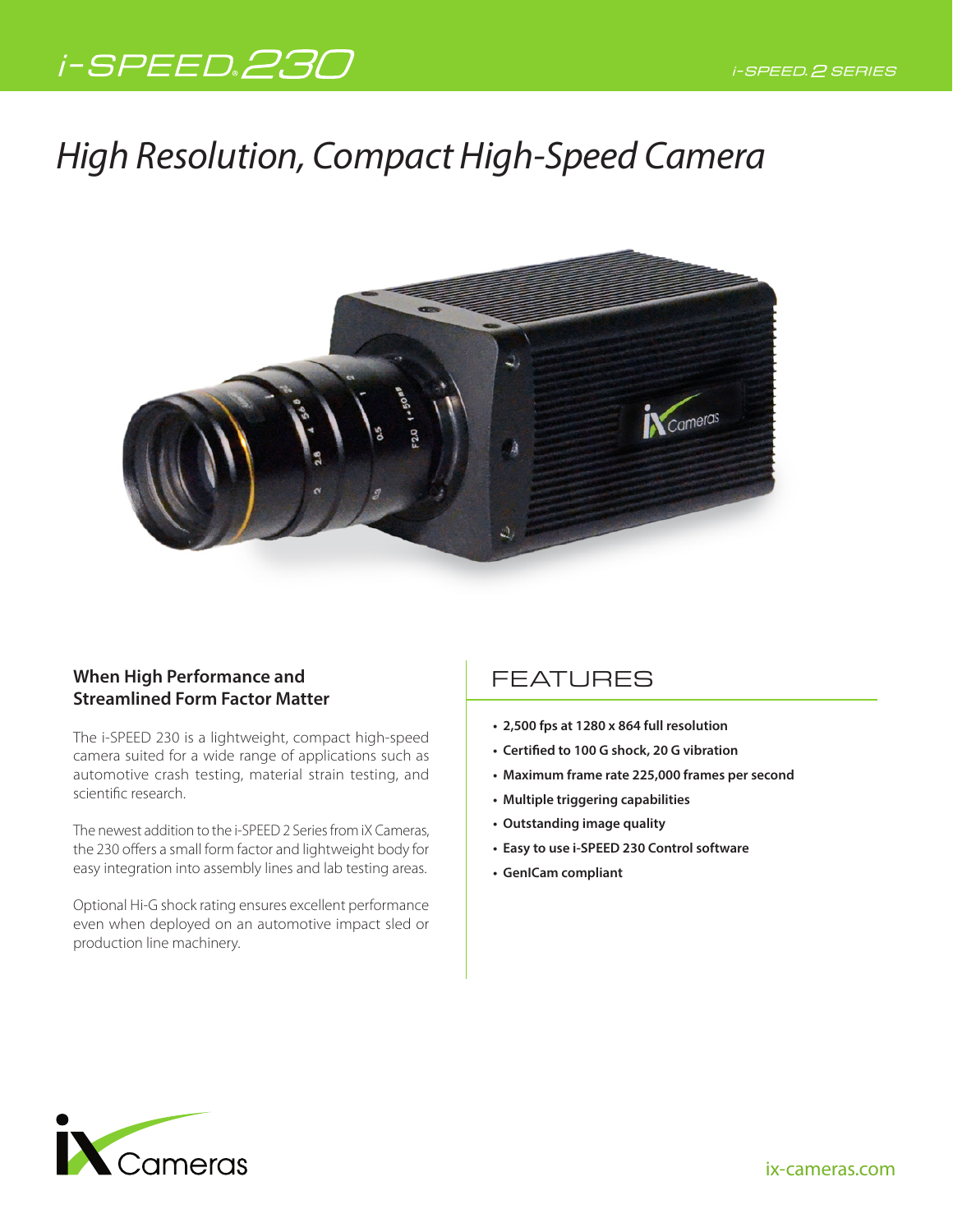# i-SPEED® 230

i-SPEED® 2 SERIES

## *High Resolution, Compact High-Speed Camera*

### When High Performance and Streamlined Form Factor Matter

The i-SPEED 230 is a lightweight, compact high-speed camera suited for a wide range of applications such as automotive crash testing, material strain testing, and scientific research.

The newest addition to the i-SPEED 2 Series from iX Cameras, the 230 offers a small form factor and lightweight body for easy integration into assembly lines and lab testing areas.

Optional Hi-G shock rating ensures excellent performance even when deployed on an automotive impact sled or production line machinery.

## FEATURES

- **2,500 fps at 1280 x 864 full resolution**
- **Certified to 100 G shock, 20 G vibration**
- **Maximum frame rate 225,000 frames per second**
- **Multiple triggering capabilities**
- **Outstanding image quality**
- **Easy to use i-SPEED 230 Control software**
- **GenICam compliant**

iX Cameras

ix-cameras.com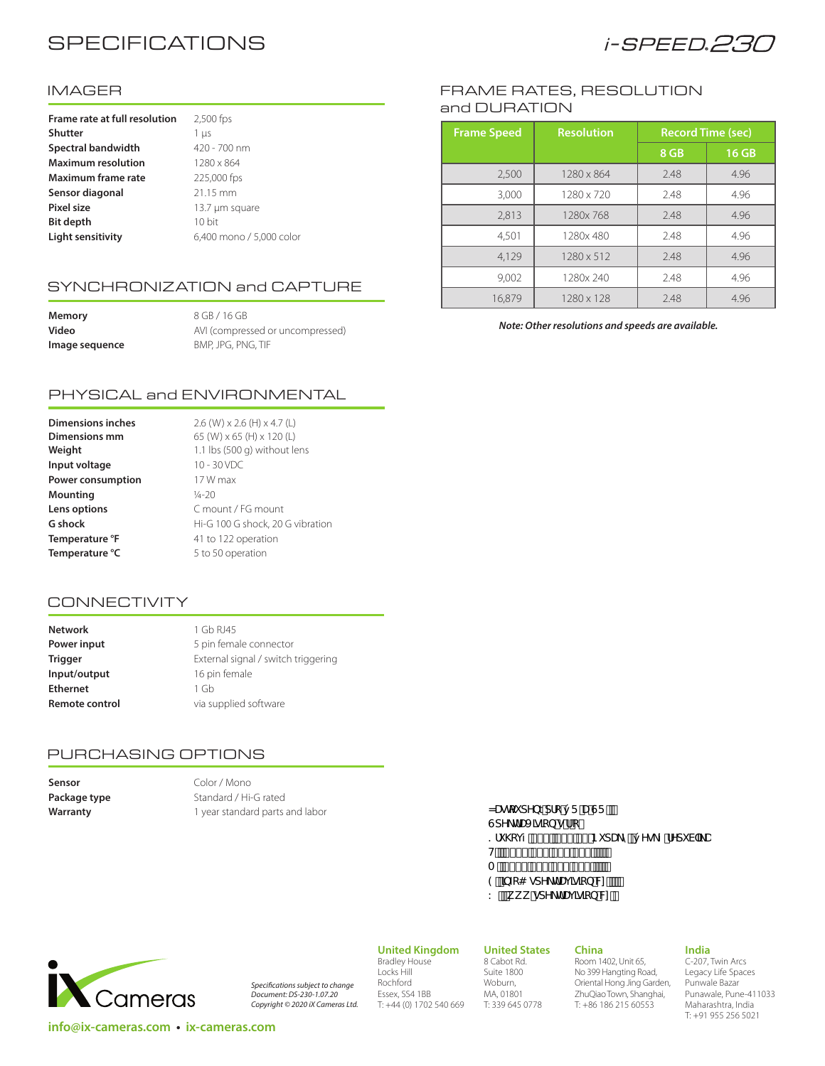# SPECIFICATIONS

i-SPEED.230

## IMAGER

| | |
|---|---|
| **Frame rate at full resolution** | 2,500 fps |
| **Shutter** | 1 µs |
| **Spectral bandwidth** | 420 - 700 nm |
| **Maximum resolution** | 1280 x 864 |
| **Maximum frame rate** | 225,000 fps |
| **Sensor diagonal** | 21.15 mm |
| **Pixel size** | 13.7 µm square |
| **Bit depth** | 10 bit |
| **Light sensitivity** | 6,400 mono / 5,000 color |

## SYNCHRONIZATION and CAPTURE

| | |
|---|---|
| **Memory** | 8 GB / 16 GB |
| **Video** | AVI (compressed or uncompressed) |
| **Image sequence** | BMP, JPG, PNG, TIF |

## PHYSICAL and ENVIRONMENTAL

| | |
|---|---|
| **Dimensions inches** | 2.6 (W) x 2.6 (H) x 4.7 (L) |
| **Dimensions mm** | 65 (W) x 65 (H) x 120 (L) |
| **Weight** | 1.1 lbs (500 g) without lens |
| **Input voltage** | 10 - 30 VDC |
| **Power consumption** | 17 W max |
| **Mounting** | ¼-20 |
| **Lens options** | C mount / FG mount |
| **G shock** | Hi-G 100 G shock, 20 G vibration |
| **Temperature °F** | 41 to 122 operation |
| **Temperature °C** | 5 to 50 operation |

## CONNECTIVITY

| | |
|---|---|
| **Network** | 1 Gb RJ45 |
| **Power input** | 5 pin female connector |
| **Trigger** | External signal / switch triggering |
| **Input/output** | 16 pin female |
| **Ethernet** | 1 Gb |
| **Remote control** | via supplied software |

## PURCHASING OPTIONS

| | |
|---|---|
| **Sensor** | Color / Mono |
| **Package type** | Standard / Hi-G rated |
| **Warranty** | 1 year standard parts and labor |

## FRAME RATES, RESOLUTION and DURATION

| Frame Speed | Resolution | Record Time (sec) | |
|---|---|---|---|
| | | 8 GB | 16 GB |
| 2,500 | 1280 x 864 | 2.48 | 4.96 |
| 3,000 | 1280 x 720 | 2.48 | 4.96 |
| 2,813 | 1280x 768 | 2.48 | 4.96 |
| 4,501 | 1280x 480 | 2.48 | 4.96 |
| 4,129 | 1280 x 512 | 2.48 | 4.96 |
| 9,002 | 1280x 240 | 2.48 | 4.96 |
| 16,879 | 1280 x 128 | 2.48 | 4.96 |

***Note: Other resolutions and speeds are available.***

*Specifications subject to change*
*Document: DS-230-1.07.20*
*Copyright © 2020 iX Cameras Ltd.*

**United Kingdom**
Bradley House
Locks Hill
Rochford
Essex, SS4 1BB
T: +44 (0) 1702 540 669

**United States**
8 Cabot Rd.
Suite 1800
Woburn,
MA, 01801
T: 339 645 0778

**China**
Room 1402, Unit 65,
No 399 Hangting Road,
Oriental Hong Jing Garden,
ZhuQiao Town, Shanghai,
T: +86 186 215 60553

**India**
C-207, Twin Arcs
Legacy Life Spaces
Punwale Bazar
Punawale, Pune-411033
Maharashtra, India
T: +91 955 256 5021

**info@ix-cameras.com • ix-cameras.com**